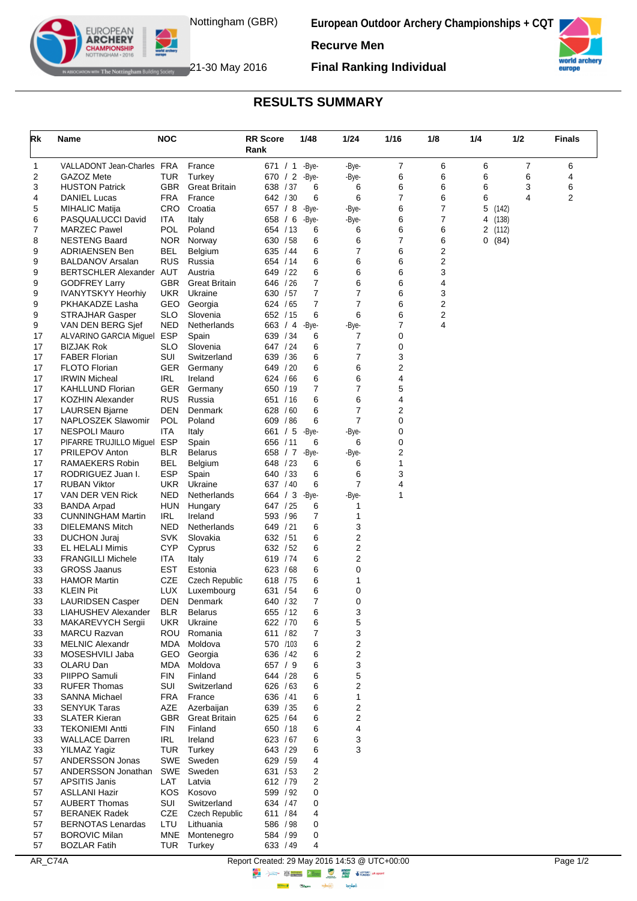Nottingham (GBR)

21-30 May 2016

**European Outdoor Archery Championships + CQT**

**Recurve Men**

**Final Ranking Individual**

## RESULTS SUMMARY

| Rk | Name | NOC | | RR Score Rank | 1/48 | 1/24 | 1/16 | 1/8 | 1/4 | 1/2 | Finals |
|---|---|---|---|---|---|---|---|---|---|---|---|
| 1 | VALLADONT Jean-Charles | FRA | France | 671 / 1 | -Bye- | -Bye- | 7 | 6 | 6 | 7 | 6 |
| 2 | GAZOZ Mete | TUR | Turkey | 670 / 2 | -Bye- | -Bye- | 6 | 6 | 6 | 6 | 4 |
| 3 | HUSTON Patrick | GBR | Great Britain | 638 / 37 | 6 | 6 | 6 | 6 | 6 | 3 | 6 |
| 4 | DANIEL Lucas | FRA | France | 642 / 30 | 6 | 6 | 7 | 6 | 6 | 4 | 2 |
| 5 | MIHALIC Matija | CRO | Croatia | 657 / 8 | -Bye- | -Bye- | 6 | 7 | 5 (142) | | |
| 6 | PASQUALUCCI David | ITA | Italy | 658 / 6 | -Bye- | -Bye- | 6 | 7 | 4 (138) | | |
| 7 | MARZEC Pawel | POL | Poland | 654 / 13 | 6 | 6 | 6 | 6 | 2 (112) | | |
| 8 | NESTENG Baard | NOR | Norway | 630 / 58 | 6 | 6 | 7 | 6 | 0 (84) | | |
| 9 | ADRIAENSEN Ben | BEL | Belgium | 635 / 44 | 6 | 7 | 6 | 2 | | | |
| 9 | BALDANOV Arsalan | RUS | Russia | 654 / 14 | 6 | 6 | 6 | 2 | | | |
| 9 | BERTSCHLER Alexander | AUT | Austria | 649 / 22 | 6 | 6 | 6 | 3 | | | |
| 9 | GODFREY Larry | GBR | Great Britain | 646 / 26 | 7 | 6 | 6 | 4 | | | |
| 9 | IVANYTSKYY Heorhiy | UKR | Ukraine | 630 / 57 | 7 | 7 | 6 | 3 | | | |
| 9 | PKHAKADZE Lasha | GEO | Georgia | 624 / 65 | 7 | 7 | 6 | 2 | | | |
| 9 | STRAJHAR Gasper | SLO | Slovenia | 652 / 15 | 6 | 6 | 6 | 2 | | | |
| 9 | VAN DEN BERG Sjef | NED | Netherlands | 663 / 4 | -Bye- | -Bye- | 7 | 4 | | | |
| 17 | ALVARINO GARCIA Miguel | ESP | Spain | 639 / 34 | 6 | 7 | 0 | | | | |
| 17 | BIZJAK Rok | SLO | Slovenia | 647 / 24 | 6 | 7 | 0 | | | | |
| 17 | FABER Florian | SUI | Switzerland | 639 / 36 | 6 | 7 | 3 | | | | |
| 17 | FLOTO Florian | GER | Germany | 649 / 20 | 6 | 6 | 2 | | | | |
| 17 | IRWIN Micheal | IRL | Ireland | 624 / 66 | 6 | 6 | 4 | | | | |
| 17 | KAHLLUND Florian | GER | Germany | 650 / 19 | 7 | 7 | 5 | | | | |
| 17 | KOZHIN Alexander | RUS | Russia | 651 / 16 | 6 | 6 | 4 | | | | |
| 17 | LAURSEN Bjarne | DEN | Denmark | 628 / 60 | 6 | 7 | 2 | | | | |
| 17 | NAPLOSZEK Slawomir | POL | Poland | 609 / 86 | 6 | 7 | 0 | | | | |
| 17 | NESPOLI Mauro | ITA | Italy | 661 / 5 | -Bye- | -Bye- | 0 | | | | |
| 17 | PIFARRE TRUJILLO Miguel | ESP | Spain | 656 / 11 | 6 | 6 | 0 | | | | |
| 17 | PRILEPOV Anton | BLR | Belarus | 658 / 7 | -Bye- | -Bye- | 2 | | | | |
| 17 | RAMAEKERS Robin | BEL | Belgium | 648 / 23 | 6 | 6 | 1 | | | | |
| 17 | RODRIGUEZ Juan I. | ESP | Spain | 640 / 33 | 6 | 6 | 3 | | | | |
| 17 | RUBAN Viktor | UKR | Ukraine | 637 / 40 | 6 | 7 | 4 | | | | |
| 17 | VAN DER VEN Rick | NED | Netherlands | 664 / 3 | -Bye- | -Bye- | 1 | | | | |
| 33 | BANDA Arpad | HUN | Hungary | 647 / 25 | 6 | 1 | | | | | |
| 33 | CUNNINGHAM Martin | IRL | Ireland | 593 / 96 | 7 | 1 | | | | | |
| 33 | DIELEMANS Mitch | NED | Netherlands | 649 / 21 | 6 | 3 | | | | | |
| 33 | DUCHON Juraj | SVK | Slovakia | 632 / 51 | 6 | 2 | | | | | |
| 33 | EL HELALI Mimis | CYP | Cyprus | 632 / 52 | 6 | 2 | | | | | |
| 33 | FRANGILLI Michele | ITA | Italy | 619 / 74 | 6 | 2 | | | | | |
| 33 | GROSS Jaanus | EST | Estonia | 623 / 68 | 6 | 0 | | | | | |
| 33 | HAMOR Martin | CZE | Czech Republic | 618 / 75 | 6 | 1 | | | | | |
| 33 | KLEIN Pit | LUX | Luxembourg | 631 / 54 | 6 | 0 | | | | | |
| 33 | LAURIDSEN Casper | DEN | Denmark | 640 / 32 | 7 | 0 | | | | | |
| 33 | LIAHUSHEV Alexander | BLR | Belarus | 655 / 12 | 6 | 3 | | | | | |
| 33 | MAKAREVYCH Sergii | UKR | Ukraine | 622 / 70 | 6 | 5 | | | | | |
| 33 | MARCU Razvan | ROU | Romania | 611 / 82 | 7 | 3 | | | | | |
| 33 | MELNIC Alexandr | MDA | Moldova | 570 /103 | 6 | 2 | | | | | |
| 33 | MOSESHVILI Jaba | GEO | Georgia | 636 / 42 | 6 | 2 | | | | | |
| 33 | OLARU Dan | MDA | Moldova | 657 / 9 | 6 | 3 | | | | | |
| 33 | PIIPPO Samuli | FIN | Finland | 644 / 28 | 6 | 5 | | | | | |
| 33 | RUFER Thomas | SUI | Switzerland | 626 / 63 | 6 | 2 | | | | | |
| 33 | SANNA Michael | FRA | France | 636 / 41 | 6 | 1 | | | | | |
| 33 | SENYUK Taras | AZE | Azerbaijan | 639 / 35 | 6 | 2 | | | | | |
| 33 | SLATER Kieran | GBR | Great Britain | 625 / 64 | 6 | 2 | | | | | |
| 33 | TEKONIEMI Antti | FIN | Finland | 650 / 18 | 6 | 4 | | | | | |
| 33 | WALLACE Darren | IRL | Ireland | 623 / 67 | 6 | 3 | | | | | |
| 33 | YILMAZ Yagiz | TUR | Turkey | 643 / 29 | 6 | 3 | | | | | |
| 57 | ANDERSSON Jonas | SWE | Sweden | 629 / 59 | 4 | | | | | | |
| 57 | ANDERSSON Jonathan | SWE | Sweden | 631 / 53 | 2 | | | | | | |
| 57 | APSITIS Janis | LAT | Latvia | 612 / 79 | 2 | | | | | | |
| 57 | ASLLANI Hazir | KOS | Kosovo | 599 / 92 | 0 | | | | | | |
| 57 | AUBERT Thomas | SUI | Switzerland | 634 / 47 | 0 | | | | | | |
| 57 | BERANEK Radek | CZE | Czech Republic | 611 / 84 | 4 | | | | | | |
| 57 | BERNOTAS Lenardas | LTU | Lithuania | 586 / 98 | 0 | | | | | | |
| 57 | BOROVIC Milan | MNE | Montenegro | 584 / 99 | 0 | | | | | | |
| 57 | BOZLAR Fatih | TUR | Turkey | 633 / 49 | 4 | | | | | | |

AR_C74A

Report Created: 29 May 2016 14:53 @ UTC+00:00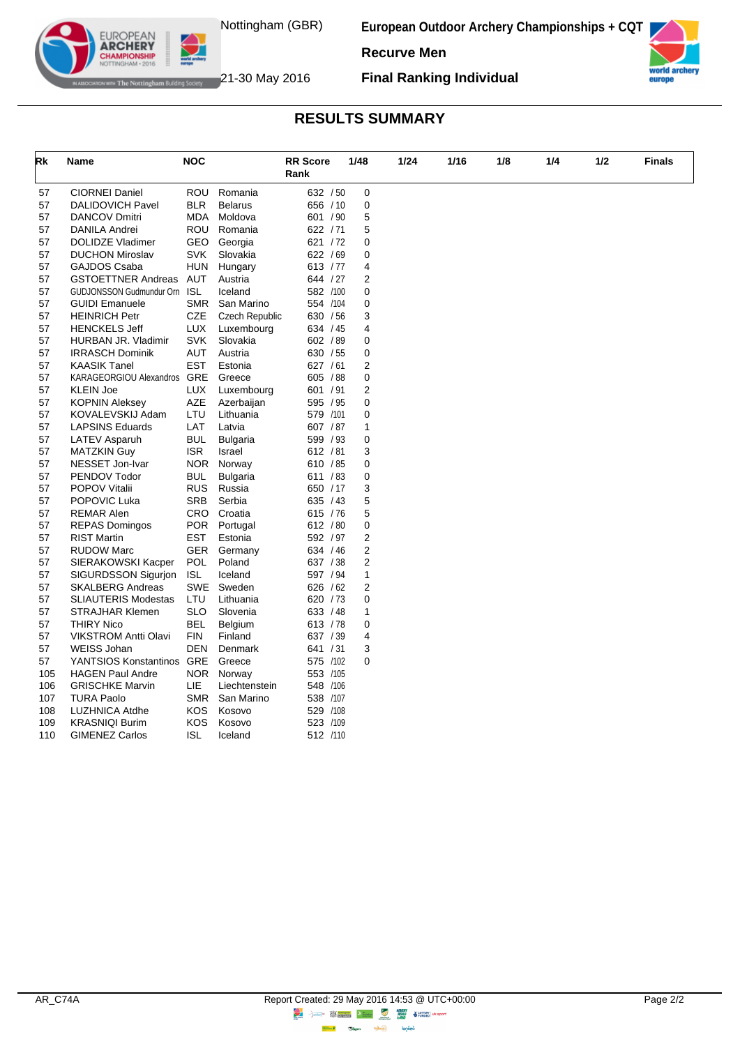# European Outdoor Archery Championships + CQT

Nottingham (GBR)

21-30 May 2016

**Recurve Men**

**Final Ranking Individual**

## RESULTS SUMMARY

| Rk | Name | NOC | | RR Score Rank | 1/48 | 1/24 | 1/16 | 1/8 | 1/4 | 1/2 | Finals |
|---|---|---|---|---|---|---|---|---|---|---|---|
| 57 | CIORNEI Daniel | ROU | Romania | 632 / 50 | 0 | | | | | | |
| 57 | DALIDOVICH Pavel | BLR | Belarus | 656 / 10 | 0 | | | | | | |
| 57 | DANCOV Dmitri | MDA | Moldova | 601 / 90 | 5 | | | | | | |
| 57 | DANILA Andrei | ROU | Romania | 622 / 71 | 5 | | | | | | |
| 57 | DOLIDZE Vladimer | GEO | Georgia | 621 / 72 | 0 | | | | | | |
| 57 | DUCHON Miroslav | SVK | Slovakia | 622 / 69 | 0 | | | | | | |
| 57 | GAJDOS Csaba | HUN | Hungary | 613 / 77 | 4 | | | | | | |
| 57 | GSTOETTNER Andreas | AUT | Austria | 644 / 27 | 2 | | | | | | |
| 57 | GUDJONSSON Gudmundur Orn | ISL | Iceland | 582 /100 | 0 | | | | | | |
| 57 | GUIDI Emanuele | SMR | San Marino | 554 /104 | 0 | | | | | | |
| 57 | HEINRICH Petr | CZE | Czech Republic | 630 / 56 | 3 | | | | | | |
| 57 | HENCKELS Jeff | LUX | Luxembourg | 634 / 45 | 4 | | | | | | |
| 57 | HURBAN JR. Vladimir | SVK | Slovakia | 602 / 89 | 0 | | | | | | |
| 57 | IRRASCH Dominik | AUT | Austria | 630 / 55 | 0 | | | | | | |
| 57 | KAASIK Tanel | EST | Estonia | 627 / 61 | 2 | | | | | | |
| 57 | KARAGEORGIOU Alexandros | GRE | Greece | 605 / 88 | 0 | | | | | | |
| 57 | KLEIN Joe | LUX | Luxembourg | 601 / 91 | 2 | | | | | | |
| 57 | KOPNIN Aleksey | AZE | Azerbaijan | 595 / 95 | 0 | | | | | | |
| 57 | KOVALEVSKIJ Adam | LTU | Lithuania | 579 /101 | 0 | | | | | | |
| 57 | LAPSINS Eduards | LAT | Latvia | 607 / 87 | 1 | | | | | | |
| 57 | LATEV Asparuh | BUL | Bulgaria | 599 / 93 | 0 | | | | | | |
| 57 | MATZKIN Guy | ISR | Israel | 612 / 81 | 3 | | | | | | |
| 57 | NESSET Jon-Ivar | NOR | Norway | 610 / 85 | 0 | | | | | | |
| 57 | PENDOV Todor | BUL | Bulgaria | 611 / 83 | 0 | | | | | | |
| 57 | POPOV Vitalii | RUS | Russia | 650 / 17 | 3 | | | | | | |
| 57 | POPOVIC Luka | SRB | Serbia | 635 / 43 | 5 | | | | | | |
| 57 | REMAR Alen | CRO | Croatia | 615 / 76 | 5 | | | | | | |
| 57 | REPAS Domingos | POR | Portugal | 612 / 80 | 0 | | | | | | |
| 57 | RIST Martin | EST | Estonia | 592 / 97 | 2 | | | | | | |
| 57 | RUDOW Marc | GER | Germany | 634 / 46 | 2 | | | | | | |
| 57 | SIERAKOWSKI Kacper | POL | Poland | 637 / 38 | 2 | | | | | | |
| 57 | SIGURDSSON Sigurjon | ISL | Iceland | 597 / 94 | 1 | | | | | | |
| 57 | SKALBERG Andreas | SWE | Sweden | 626 / 62 | 2 | | | | | | |
| 57 | SLIAUTERIS Modestas | LTU | Lithuania | 620 / 73 | 0 | | | | | | |
| 57 | STRAJHAR Klemen | SLO | Slovenia | 633 / 48 | 1 | | | | | | |
| 57 | THIRY Nico | BEL | Belgium | 613 / 78 | 0 | | | | | | |
| 57 | VIKSTROM Antti Olavi | FIN | Finland | 637 / 39 | 4 | | | | | | |
| 57 | WEISS Johan | DEN | Denmark | 641 / 31 | 3 | | | | | | |
| 57 | YANTSIOS Konstantinos | GRE | Greece | 575 /102 | 0 | | | | | | |
| 105 | HAGEN Paul Andre | NOR | Norway | 553 /105 | | | | | | | |
| 106 | GRISCHKE Marvin | LIE | Liechtenstein | 548 /106 | | | | | | | |
| 107 | TURA Paolo | SMR | San Marino | 538 /107 | | | | | | | |
| 108 | LUZHNICA Atdhe | KOS | Kosovo | 529 /108 | | | | | | | |
| 109 | KRASNIQI Burim | KOS | Kosovo | 523 /109 | | | | | | | |
| 110 | GIMENEZ Carlos | ISL | Iceland | 512 /110 | | | | | | | |

AR_C74A

Report Created: 29 May 2016 14:53 @ UTC+00:00